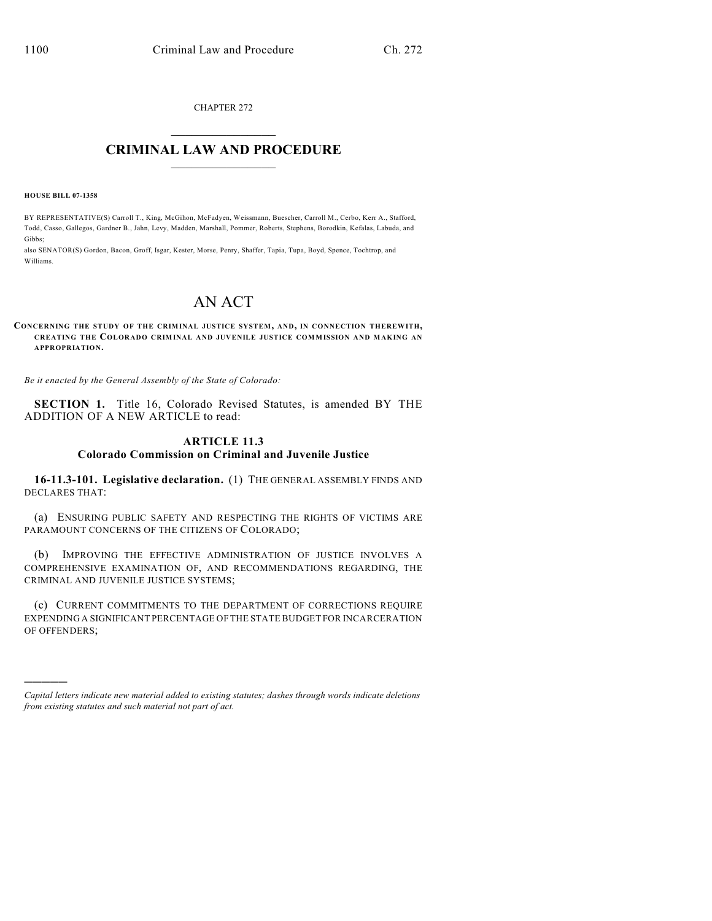CHAPTER 272

# CRIMINAL LAW AND PROCEDURE

**HOUSE BILL 07-1358**

BY REPRESENTATIVE(S) Carroll T., King, McGihon, McFadyen, Weissmann, Buescher, Carroll M., Cerbo, Kerr A., Stafford, Todd, Casso, Gallegos, Gardner B., Jahn, Levy, Madden, Marshall, Pommer, Roberts, Stephens, Borodkin, Kefalas, Labuda, and Gibbs;
also SENATOR(S) Gordon, Bacon, Groff, Isgar, Kester, Morse, Penry, Shaffer, Tapia, Tupa, Boyd, Spence, Tochtrop, and Williams.

# AN ACT

**CONCERNING THE STUDY OF THE CRIMINAL JUSTICE SYSTEM, AND, IN CONNECTION THEREWITH, CREATING THE COLORADO CRIMINAL AND JUVENILE JUSTICE COMMISSION AND MAKING AN APPROPRIATION.**

*Be it enacted by the General Assembly of the State of Colorado:*

**SECTION 1.** Title 16, Colorado Revised Statutes, is amended BY THE ADDITION OF A NEW ARTICLE to read:

## ARTICLE 11.3
## Colorado Commission on Criminal and Juvenile Justice

**16-11.3-101. Legislative declaration.** (1) THE GENERAL ASSEMBLY FINDS AND DECLARES THAT:

(a) ENSURING PUBLIC SAFETY AND RESPECTING THE RIGHTS OF VICTIMS ARE PARAMOUNT CONCERNS OF THE CITIZENS OF COLORADO;

(b) IMPROVING THE EFFECTIVE ADMINISTRATION OF JUSTICE INVOLVES A COMPREHENSIVE EXAMINATION OF, AND RECOMMENDATIONS REGARDING, THE CRIMINAL AND JUVENILE JUSTICE SYSTEMS;

(c) CURRENT COMMITMENTS TO THE DEPARTMENT OF CORRECTIONS REQUIRE EXPENDING A SIGNIFICANT PERCENTAGE OF THE STATE BUDGET FOR INCARCERATION OF OFFENDERS;

---

*Capital letters indicate new material added to existing statutes; dashes through words indicate deletions from existing statutes and such material not part of act.*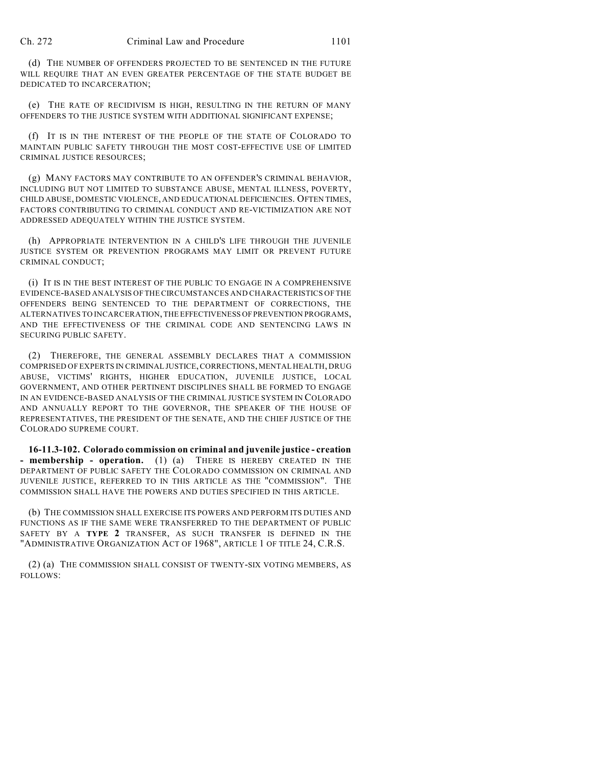(d) THE NUMBER OF OFFENDERS PROJECTED TO BE SENTENCED IN THE FUTURE WILL REQUIRE THAT AN EVEN GREATER PERCENTAGE OF THE STATE BUDGET BE DEDICATED TO INCARCERATION;

(e) THE RATE OF RECIDIVISM IS HIGH, RESULTING IN THE RETURN OF MANY OFFENDERS TO THE JUSTICE SYSTEM WITH ADDITIONAL SIGNIFICANT EXPENSE;

(f) IT IS IN THE INTEREST OF THE PEOPLE OF THE STATE OF COLORADO TO MAINTAIN PUBLIC SAFETY THROUGH THE MOST COST-EFFECTIVE USE OF LIMITED CRIMINAL JUSTICE RESOURCES;

(g) MANY FACTORS MAY CONTRIBUTE TO AN OFFENDER'S CRIMINAL BEHAVIOR, INCLUDING BUT NOT LIMITED TO SUBSTANCE ABUSE, MENTAL ILLNESS, POVERTY, CHILD ABUSE, DOMESTIC VIOLENCE, AND EDUCATIONAL DEFICIENCIES. OFTEN TIMES, FACTORS CONTRIBUTING TO CRIMINAL CONDUCT AND RE-VICTIMIZATION ARE NOT ADDRESSED ADEQUATELY WITHIN THE JUSTICE SYSTEM.

(h) APPROPRIATE INTERVENTION IN A CHILD'S LIFE THROUGH THE JUVENILE JUSTICE SYSTEM OR PREVENTION PROGRAMS MAY LIMIT OR PREVENT FUTURE CRIMINAL CONDUCT;

(i) IT IS IN THE BEST INTEREST OF THE PUBLIC TO ENGAGE IN A COMPREHENSIVE EVIDENCE-BASED ANALYSIS OF THE CIRCUMSTANCES AND CHARACTERISTICS OF THE OFFENDERS BEING SENTENCED TO THE DEPARTMENT OF CORRECTIONS, THE ALTERNATIVES TO INCARCERATION, THE EFFECTIVENESS OF PREVENTION PROGRAMS, AND THE EFFECTIVENESS OF THE CRIMINAL CODE AND SENTENCING LAWS IN SECURING PUBLIC SAFETY.

(2) THEREFORE, THE GENERAL ASSEMBLY DECLARES THAT A COMMISSION COMPRISED OF EXPERTS IN CRIMINAL JUSTICE, CORRECTIONS, MENTAL HEALTH, DRUG ABUSE, VICTIMS' RIGHTS, HIGHER EDUCATION, JUVENILE JUSTICE, LOCAL GOVERNMENT, AND OTHER PERTINENT DISCIPLINES SHALL BE FORMED TO ENGAGE IN AN EVIDENCE-BASED ANALYSIS OF THE CRIMINAL JUSTICE SYSTEM IN COLORADO AND ANNUALLY REPORT TO THE GOVERNOR, THE SPEAKER OF THE HOUSE OF REPRESENTATIVES, THE PRESIDENT OF THE SENATE, AND THE CHIEF JUSTICE OF THE COLORADO SUPREME COURT.

**16-11.3-102. Colorado commission on criminal and juvenile justice - creation - membership - operation.** (1) (a) THERE IS HEREBY CREATED IN THE DEPARTMENT OF PUBLIC SAFETY THE COLORADO COMMISSION ON CRIMINAL AND JUVENILE JUSTICE, REFERRED TO IN THIS ARTICLE AS THE "COMMISSION". THE COMMISSION SHALL HAVE THE POWERS AND DUTIES SPECIFIED IN THIS ARTICLE.

(b) THE COMMISSION SHALL EXERCISE ITS POWERS AND PERFORM ITS DUTIES AND FUNCTIONS AS IF THE SAME WERE TRANSFERRED TO THE DEPARTMENT OF PUBLIC SAFETY BY A **TYPE 2** TRANSFER, AS SUCH TRANSFER IS DEFINED IN THE "ADMINISTRATIVE ORGANIZATION ACT OF 1968", ARTICLE 1 OF TITLE 24, C.R.S.

(2) (a) THE COMMISSION SHALL CONSIST OF TWENTY-SIX VOTING MEMBERS, AS FOLLOWS: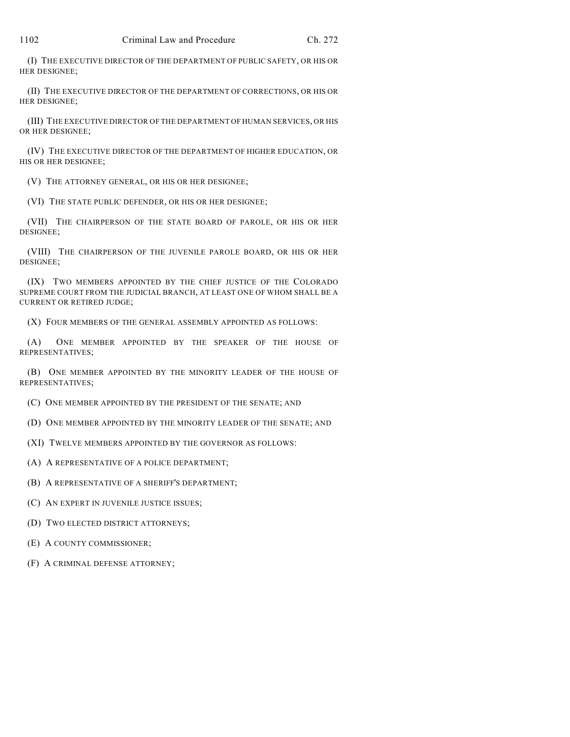(I) THE EXECUTIVE DIRECTOR OF THE DEPARTMENT OF PUBLIC SAFETY, OR HIS OR HER DESIGNEE;

(II) THE EXECUTIVE DIRECTOR OF THE DEPARTMENT OF CORRECTIONS, OR HIS OR HER DESIGNEE;

(III) THE EXECUTIVE DIRECTOR OF THE DEPARTMENT OF HUMAN SERVICES, OR HIS OR HER DESIGNEE;

(IV) THE EXECUTIVE DIRECTOR OF THE DEPARTMENT OF HIGHER EDUCATION, OR HIS OR HER DESIGNEE;

(V) THE ATTORNEY GENERAL, OR HIS OR HER DESIGNEE;

(VI) THE STATE PUBLIC DEFENDER, OR HIS OR HER DESIGNEE;

(VII) THE CHAIRPERSON OF THE STATE BOARD OF PAROLE, OR HIS OR HER DESIGNEE;

(VIII) THE CHAIRPERSON OF THE JUVENILE PAROLE BOARD, OR HIS OR HER DESIGNEE;

(IX) TWO MEMBERS APPOINTED BY THE CHIEF JUSTICE OF THE COLORADO SUPREME COURT FROM THE JUDICIAL BRANCH, AT LEAST ONE OF WHOM SHALL BE A CURRENT OR RETIRED JUDGE;

(X) FOUR MEMBERS OF THE GENERAL ASSEMBLY APPOINTED AS FOLLOWS:

(A) ONE MEMBER APPOINTED BY THE SPEAKER OF THE HOUSE OF REPRESENTATIVES;

(B) ONE MEMBER APPOINTED BY THE MINORITY LEADER OF THE HOUSE OF REPRESENTATIVES;

(C) ONE MEMBER APPOINTED BY THE PRESIDENT OF THE SENATE; AND

(D) ONE MEMBER APPOINTED BY THE MINORITY LEADER OF THE SENATE; AND

(XI) TWELVE MEMBERS APPOINTED BY THE GOVERNOR AS FOLLOWS:

(A) A REPRESENTATIVE OF A POLICE DEPARTMENT;

(B) A REPRESENTATIVE OF A SHERIFF'S DEPARTMENT;

(C) AN EXPERT IN JUVENILE JUSTICE ISSUES;

(D) TWO ELECTED DISTRICT ATTORNEYS;

(E) A COUNTY COMMISSIONER;

(F) A CRIMINAL DEFENSE ATTORNEY;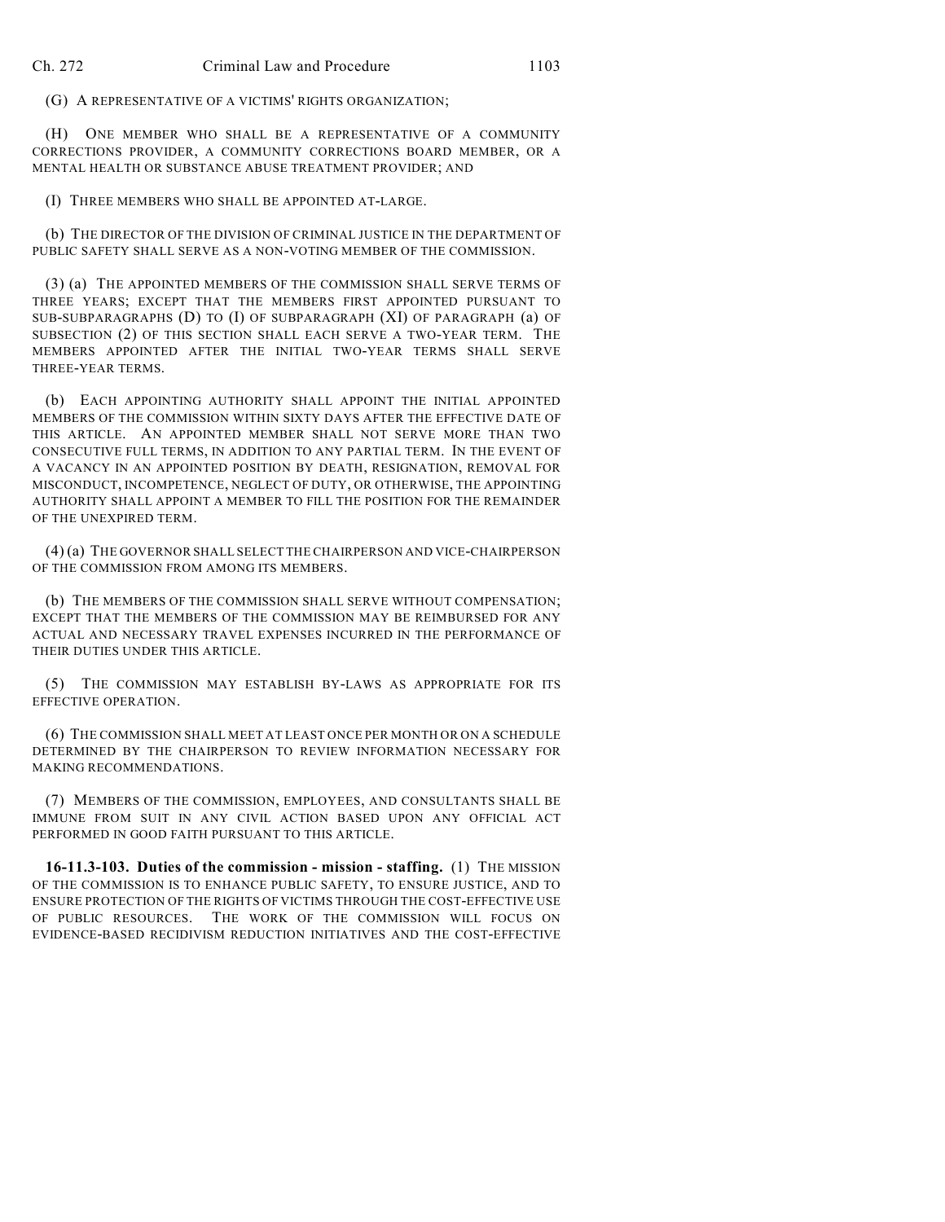(G) A REPRESENTATIVE OF A VICTIMS' RIGHTS ORGANIZATION;

(H) ONE MEMBER WHO SHALL BE A REPRESENTATIVE OF A COMMUNITY CORRECTIONS PROVIDER, A COMMUNITY CORRECTIONS BOARD MEMBER, OR A MENTAL HEALTH OR SUBSTANCE ABUSE TREATMENT PROVIDER; AND

(I) THREE MEMBERS WHO SHALL BE APPOINTED AT-LARGE.

(b) THE DIRECTOR OF THE DIVISION OF CRIMINAL JUSTICE IN THE DEPARTMENT OF PUBLIC SAFETY SHALL SERVE AS A NON-VOTING MEMBER OF THE COMMISSION.

(3) (a) THE APPOINTED MEMBERS OF THE COMMISSION SHALL SERVE TERMS OF THREE YEARS; EXCEPT THAT THE MEMBERS FIRST APPOINTED PURSUANT TO SUB-SUBPARAGRAPHS (D) TO (I) OF SUBPARAGRAPH (XI) OF PARAGRAPH (a) OF SUBSECTION (2) OF THIS SECTION SHALL EACH SERVE A TWO-YEAR TERM. THE MEMBERS APPOINTED AFTER THE INITIAL TWO-YEAR TERMS SHALL SERVE THREE-YEAR TERMS.

(b) EACH APPOINTING AUTHORITY SHALL APPOINT THE INITIAL APPOINTED MEMBERS OF THE COMMISSION WITHIN SIXTY DAYS AFTER THE EFFECTIVE DATE OF THIS ARTICLE. AN APPOINTED MEMBER SHALL NOT SERVE MORE THAN TWO CONSECUTIVE FULL TERMS, IN ADDITION TO ANY PARTIAL TERM. IN THE EVENT OF A VACANCY IN AN APPOINTED POSITION BY DEATH, RESIGNATION, REMOVAL FOR MISCONDUCT, INCOMPETENCE, NEGLECT OF DUTY, OR OTHERWISE, THE APPOINTING AUTHORITY SHALL APPOINT A MEMBER TO FILL THE POSITION FOR THE REMAINDER OF THE UNEXPIRED TERM.

(4) (a) THE GOVERNOR SHALL SELECT THE CHAIRPERSON AND VICE-CHAIRPERSON OF THE COMMISSION FROM AMONG ITS MEMBERS.

(b) THE MEMBERS OF THE COMMISSION SHALL SERVE WITHOUT COMPENSATION; EXCEPT THAT THE MEMBERS OF THE COMMISSION MAY BE REIMBURSED FOR ANY ACTUAL AND NECESSARY TRAVEL EXPENSES INCURRED IN THE PERFORMANCE OF THEIR DUTIES UNDER THIS ARTICLE.

(5) THE COMMISSION MAY ESTABLISH BY-LAWS AS APPROPRIATE FOR ITS EFFECTIVE OPERATION.

(6) THE COMMISSION SHALL MEET AT LEAST ONCE PER MONTH OR ON A SCHEDULE DETERMINED BY THE CHAIRPERSON TO REVIEW INFORMATION NECESSARY FOR MAKING RECOMMENDATIONS.

(7) MEMBERS OF THE COMMISSION, EMPLOYEES, AND CONSULTANTS SHALL BE IMMUNE FROM SUIT IN ANY CIVIL ACTION BASED UPON ANY OFFICIAL ACT PERFORMED IN GOOD FAITH PURSUANT TO THIS ARTICLE.

**16-11.3-103. Duties of the commission - mission - staffing.** (1) THE MISSION OF THE COMMISSION IS TO ENHANCE PUBLIC SAFETY, TO ENSURE JUSTICE, AND TO ENSURE PROTECTION OF THE RIGHTS OF VICTIMS THROUGH THE COST-EFFECTIVE USE OF PUBLIC RESOURCES. THE WORK OF THE COMMISSION WILL FOCUS ON EVIDENCE-BASED RECIDIVISM REDUCTION INITIATIVES AND THE COST-EFFECTIVE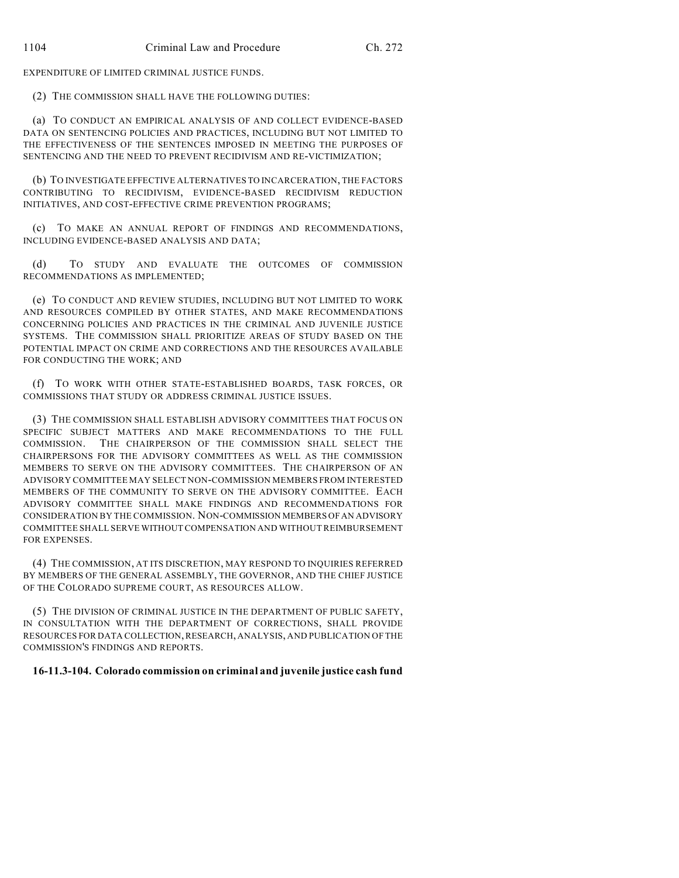EXPENDITURE OF LIMITED CRIMINAL JUSTICE FUNDS.

(2) THE COMMISSION SHALL HAVE THE FOLLOWING DUTIES:

(a) TO CONDUCT AN EMPIRICAL ANALYSIS OF AND COLLECT EVIDENCE-BASED DATA ON SENTENCING POLICIES AND PRACTICES, INCLUDING BUT NOT LIMITED TO THE EFFECTIVENESS OF THE SENTENCES IMPOSED IN MEETING THE PURPOSES OF SENTENCING AND THE NEED TO PREVENT RECIDIVISM AND RE-VICTIMIZATION;

(b) TO INVESTIGATE EFFECTIVE ALTERNATIVES TO INCARCERATION, THE FACTORS CONTRIBUTING TO RECIDIVISM, EVIDENCE-BASED RECIDIVISM REDUCTION INITIATIVES, AND COST-EFFECTIVE CRIME PREVENTION PROGRAMS;

(c) TO MAKE AN ANNUAL REPORT OF FINDINGS AND RECOMMENDATIONS, INCLUDING EVIDENCE-BASED ANALYSIS AND DATA;

(d) TO STUDY AND EVALUATE THE OUTCOMES OF COMMISSION RECOMMENDATIONS AS IMPLEMENTED;

(e) TO CONDUCT AND REVIEW STUDIES, INCLUDING BUT NOT LIMITED TO WORK AND RESOURCES COMPILED BY OTHER STATES, AND MAKE RECOMMENDATIONS CONCERNING POLICIES AND PRACTICES IN THE CRIMINAL AND JUVENILE JUSTICE SYSTEMS. THE COMMISSION SHALL PRIORITIZE AREAS OF STUDY BASED ON THE POTENTIAL IMPACT ON CRIME AND CORRECTIONS AND THE RESOURCES AVAILABLE FOR CONDUCTING THE WORK; AND

(f) TO WORK WITH OTHER STATE-ESTABLISHED BOARDS, TASK FORCES, OR COMMISSIONS THAT STUDY OR ADDRESS CRIMINAL JUSTICE ISSUES.

(3) THE COMMISSION SHALL ESTABLISH ADVISORY COMMITTEES THAT FOCUS ON SPECIFIC SUBJECT MATTERS AND MAKE RECOMMENDATIONS TO THE FULL COMMISSION. THE CHAIRPERSON OF THE COMMISSION SHALL SELECT THE CHAIRPERSONS FOR THE ADVISORY COMMITTEES AS WELL AS THE COMMISSION MEMBERS TO SERVE ON THE ADVISORY COMMITTEES. THE CHAIRPERSON OF AN ADVISORY COMMITTEE MAY SELECT NON-COMMISSION MEMBERS FROM INTERESTED MEMBERS OF THE COMMUNITY TO SERVE ON THE ADVISORY COMMITTEE. EACH ADVISORY COMMITTEE SHALL MAKE FINDINGS AND RECOMMENDATIONS FOR CONSIDERATION BY THE COMMISSION. NON-COMMISSION MEMBERS OF AN ADVISORY COMMITTEE SHALL SERVE WITHOUT COMPENSATION AND WITHOUT REIMBURSEMENT FOR EXPENSES.

(4) THE COMMISSION, AT ITS DISCRETION, MAY RESPOND TO INQUIRIES REFERRED BY MEMBERS OF THE GENERAL ASSEMBLY, THE GOVERNOR, AND THE CHIEF JUSTICE OF THE COLORADO SUPREME COURT, AS RESOURCES ALLOW.

(5) THE DIVISION OF CRIMINAL JUSTICE IN THE DEPARTMENT OF PUBLIC SAFETY, IN CONSULTATION WITH THE DEPARTMENT OF CORRECTIONS, SHALL PROVIDE RESOURCES FOR DATA COLLECTION, RESEARCH, ANALYSIS, AND PUBLICATION OF THE COMMISSION'S FINDINGS AND REPORTS.

**16-11.3-104. Colorado commission on criminal and juvenile justice cash fund**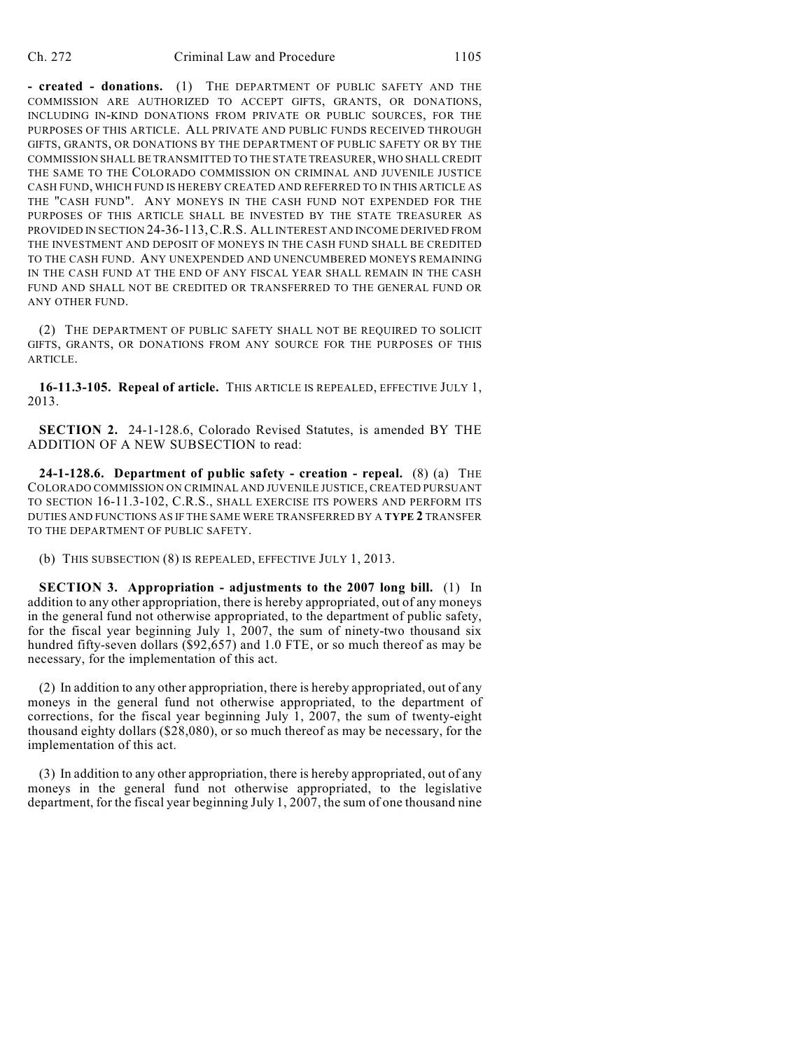**- created - donations.** (1) THE DEPARTMENT OF PUBLIC SAFETY AND THE COMMISSION ARE AUTHORIZED TO ACCEPT GIFTS, GRANTS, OR DONATIONS, INCLUDING IN-KIND DONATIONS FROM PRIVATE OR PUBLIC SOURCES, FOR THE PURPOSES OF THIS ARTICLE. ALL PRIVATE AND PUBLIC FUNDS RECEIVED THROUGH GIFTS, GRANTS, OR DONATIONS BY THE DEPARTMENT OF PUBLIC SAFETY OR BY THE COMMISSION SHALL BE TRANSMITTED TO THE STATE TREASURER, WHO SHALL CREDIT THE SAME TO THE COLORADO COMMISSION ON CRIMINAL AND JUVENILE JUSTICE CASH FUND, WHICH FUND IS HEREBY CREATED AND REFERRED TO IN THIS ARTICLE AS THE "CASH FUND". ANY MONEYS IN THE CASH FUND NOT EXPENDED FOR THE PURPOSES OF THIS ARTICLE SHALL BE INVESTED BY THE STATE TREASURER AS PROVIDED IN SECTION 24-36-113, C.R.S. ALL INTEREST AND INCOME DERIVED FROM THE INVESTMENT AND DEPOSIT OF MONEYS IN THE CASH FUND SHALL BE CREDITED TO THE CASH FUND. ANY UNEXPENDED AND UNENCUMBERED MONEYS REMAINING IN THE CASH FUND AT THE END OF ANY FISCAL YEAR SHALL REMAIN IN THE CASH FUND AND SHALL NOT BE CREDITED OR TRANSFERRED TO THE GENERAL FUND OR ANY OTHER FUND.

(2) THE DEPARTMENT OF PUBLIC SAFETY SHALL NOT BE REQUIRED TO SOLICIT GIFTS, GRANTS, OR DONATIONS FROM ANY SOURCE FOR THE PURPOSES OF THIS ARTICLE.

**16-11.3-105. Repeal of article.** THIS ARTICLE IS REPEALED, EFFECTIVE JULY 1, 2013.

**SECTION 2.** 24-1-128.6, Colorado Revised Statutes, is amended BY THE ADDITION OF A NEW SUBSECTION to read:

**24-1-128.6. Department of public safety - creation - repeal.** (8) (a) THE COLORADO COMMISSION ON CRIMINAL AND JUVENILE JUSTICE, CREATED PURSUANT TO SECTION 16-11.3-102, C.R.S., SHALL EXERCISE ITS POWERS AND PERFORM ITS DUTIES AND FUNCTIONS AS IF THE SAME WERE TRANSFERRED BY A **TYPE 2** TRANSFER TO THE DEPARTMENT OF PUBLIC SAFETY.

(b) THIS SUBSECTION (8) IS REPEALED, EFFECTIVE JULY 1, 2013.

**SECTION 3. Appropriation - adjustments to the 2007 long bill.** (1) In addition to any other appropriation, there is hereby appropriated, out of any moneys in the general fund not otherwise appropriated, to the department of public safety, for the fiscal year beginning July 1, 2007, the sum of ninety-two thousand six hundred fifty-seven dollars ($92,657) and 1.0 FTE, or so much thereof as may be necessary, for the implementation of this act.

(2) In addition to any other appropriation, there is hereby appropriated, out of any moneys in the general fund not otherwise appropriated, to the department of corrections, for the fiscal year beginning July 1, 2007, the sum of twenty-eight thousand eighty dollars ($28,080), or so much thereof as may be necessary, for the implementation of this act.

(3) In addition to any other appropriation, there is hereby appropriated, out of any moneys in the general fund not otherwise appropriated, to the legislative department, for the fiscal year beginning July 1, 2007, the sum of one thousand nine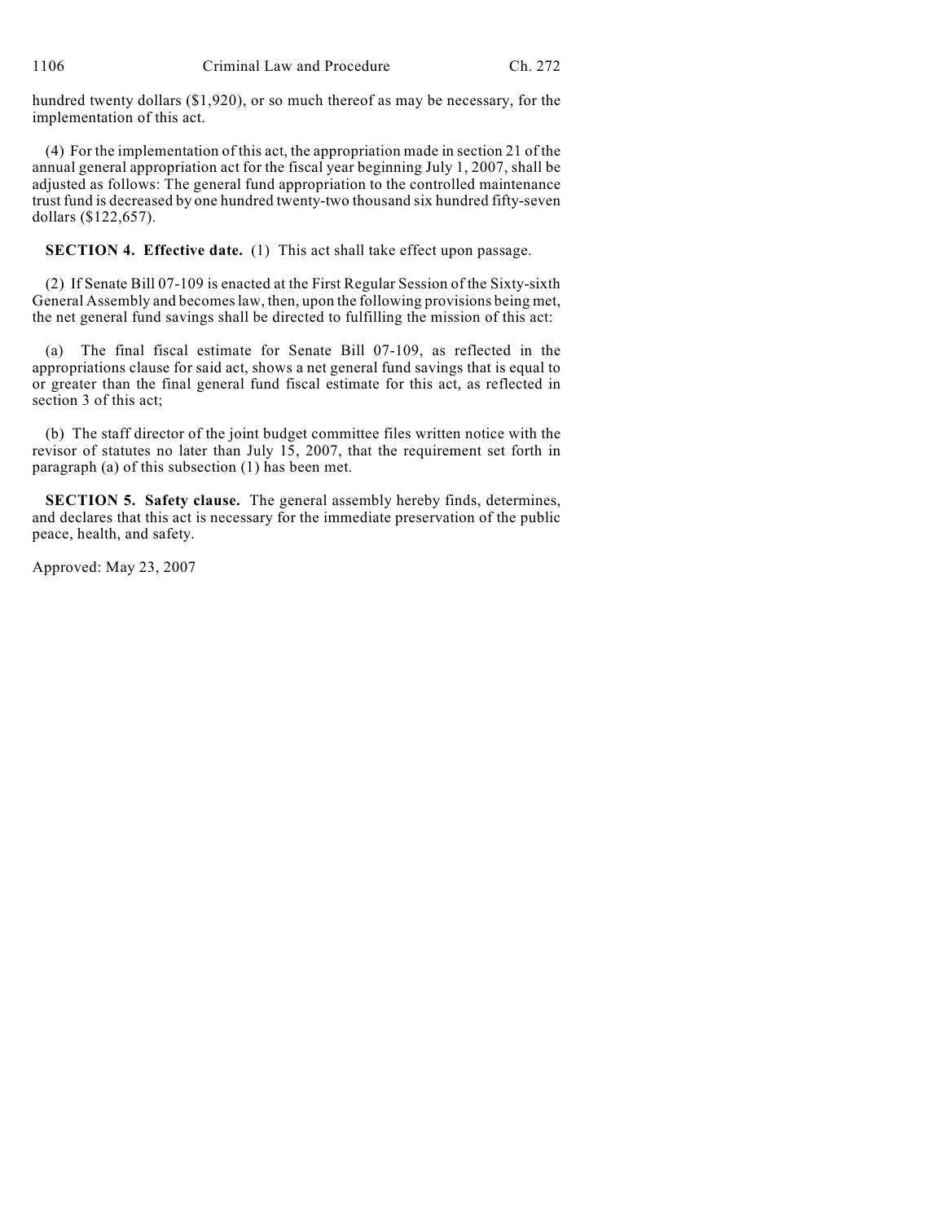hundred twenty dollars ($1,920), or so much thereof as may be necessary, for the implementation of this act.

(4) For the implementation of this act, the appropriation made in section 21 of the annual general appropriation act for the fiscal year beginning July 1, 2007, shall be adjusted as follows: The general fund appropriation to the controlled maintenance trust fund is decreased by one hundred twenty-two thousand six hundred fifty-seven dollars ($122,657).

**SECTION 4. Effective date.** (1) This act shall take effect upon passage.

(2) If Senate Bill 07-109 is enacted at the First Regular Session of the Sixty-sixth General Assembly and becomes law, then, upon the following provisions being met, the net general fund savings shall be directed to fulfilling the mission of this act:

(a) The final fiscal estimate for Senate Bill 07-109, as reflected in the appropriations clause for said act, shows a net general fund savings that is equal to or greater than the final general fund fiscal estimate for this act, as reflected in section 3 of this act;

(b) The staff director of the joint budget committee files written notice with the revisor of statutes no later than July 15, 2007, that the requirement set forth in paragraph (a) of this subsection (1) has been met.

**SECTION 5. Safety clause.** The general assembly hereby finds, determines, and declares that this act is necessary for the immediate preservation of the public peace, health, and safety.

Approved: May 23, 2007